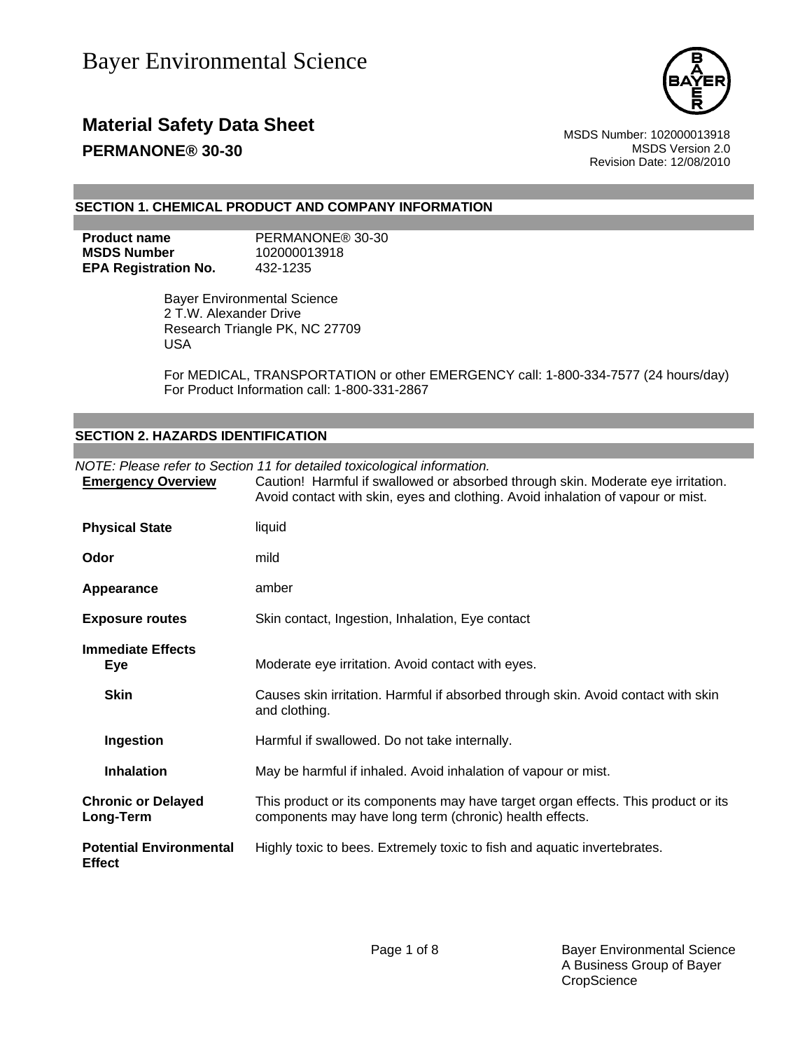# Bayer Environmental Science

## Material Safety Data Sheet

**PERMANONE® 30-30**

MSDS Number: 102000013918
MSDS Version 2.0
Revision Date: 12/08/2010

## SECTION 1. CHEMICAL PRODUCT AND COMPANY INFORMATION

| | |
|---|---|
| **Product name** | PERMANONE® 30-30 |
| **MSDS Number** | 102000013918 |
| **EPA Registration No.** | 432-1235 |

Bayer Environmental Science
2 T.W. Alexander Drive
Research Triangle PK, NC 27709
USA

For MEDICAL, TRANSPORTATION or other EMERGENCY call: 1-800-334-7577 (24 hours/day)
For Product Information call: 1-800-331-2867

## SECTION 2. HAZARDS IDENTIFICATION

*NOTE: Please refer to Section 11 for detailed toxicological information.*

| | |
|---|---|
| **Emergency Overview** | Caution! Harmful if swallowed or absorbed through skin. Moderate eye irritation. Avoid contact with skin, eyes and clothing. Avoid inhalation of vapour or mist. |
| **Physical State** | liquid |
| **Odor** | mild |
| **Appearance** | amber |
| **Exposure routes** | Skin contact, Ingestion, Inhalation, Eye contact |
| **Immediate Effects** | |
| **Eye** | Moderate eye irritation. Avoid contact with eyes. |
| **Skin** | Causes skin irritation. Harmful if absorbed through skin. Avoid contact with skin and clothing. |
| **Ingestion** | Harmful if swallowed. Do not take internally. |
| **Inhalation** | May be harmful if inhaled. Avoid inhalation of vapour or mist. |
| **Chronic or Delayed Long-Term** | This product or its components may have target organ effects. This product or its components may have long term (chronic) health effects. |
| **Potential Environmental Effect** | Highly toxic to bees. Extremely toxic to fish and aquatic invertebrates. |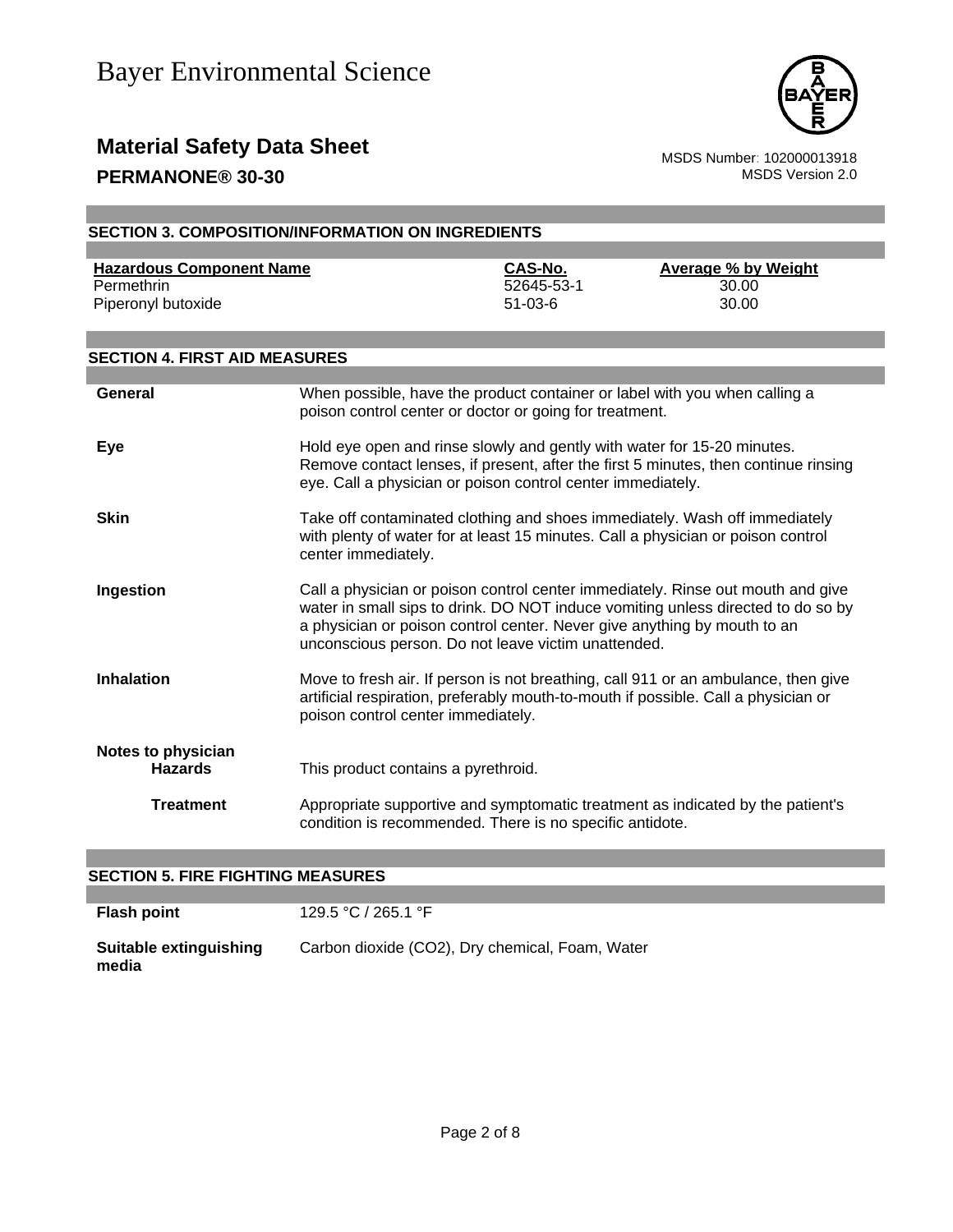## SECTION 3. COMPOSITION/INFORMATION ON INGREDIENTS

| Hazardous Component Name | CAS-No. | Average % by Weight |
|---|---|---|
| Permethrin | 52645-53-1 | 30.00 |
| Piperonyl butoxide | 51-03-6 | 30.00 |

## SECTION 4. FIRST AID MEASURES

**General**
When possible, have the product container or label with you when calling a poison control center or doctor or going for treatment.

**Eye**
Hold eye open and rinse slowly and gently with water for 15-20 minutes. Remove contact lenses, if present, after the first 5 minutes, then continue rinsing eye. Call a physician or poison control center immediately.

**Skin**
Take off contaminated clothing and shoes immediately. Wash off immediately with plenty of water for at least 15 minutes. Call a physician or poison control center immediately.

**Ingestion**
Call a physician or poison control center immediately. Rinse out mouth and give water in small sips to drink. DO NOT induce vomiting unless directed to do so by a physician or poison control center. Never give anything by mouth to an unconscious person. Do not leave victim unattended.

**Inhalation**
Move to fresh air. If person is not breathing, call 911 or an ambulance, then give artificial respiration, preferably mouth-to-mouth if possible. Call a physician or poison control center immediately.

**Notes to physician**

**Hazards**
This product contains a pyrethroid.

**Treatment**
Appropriate supportive and symptomatic treatment as indicated by the patient's condition is recommended. There is no specific antidote.

## SECTION 5. FIRE FIGHTING MEASURES

**Flash point**
129.5 °C / 265.1 °F

**Suitable extinguishing media**
Carbon dioxide ($CO_2$), Dry chemical, Foam, Water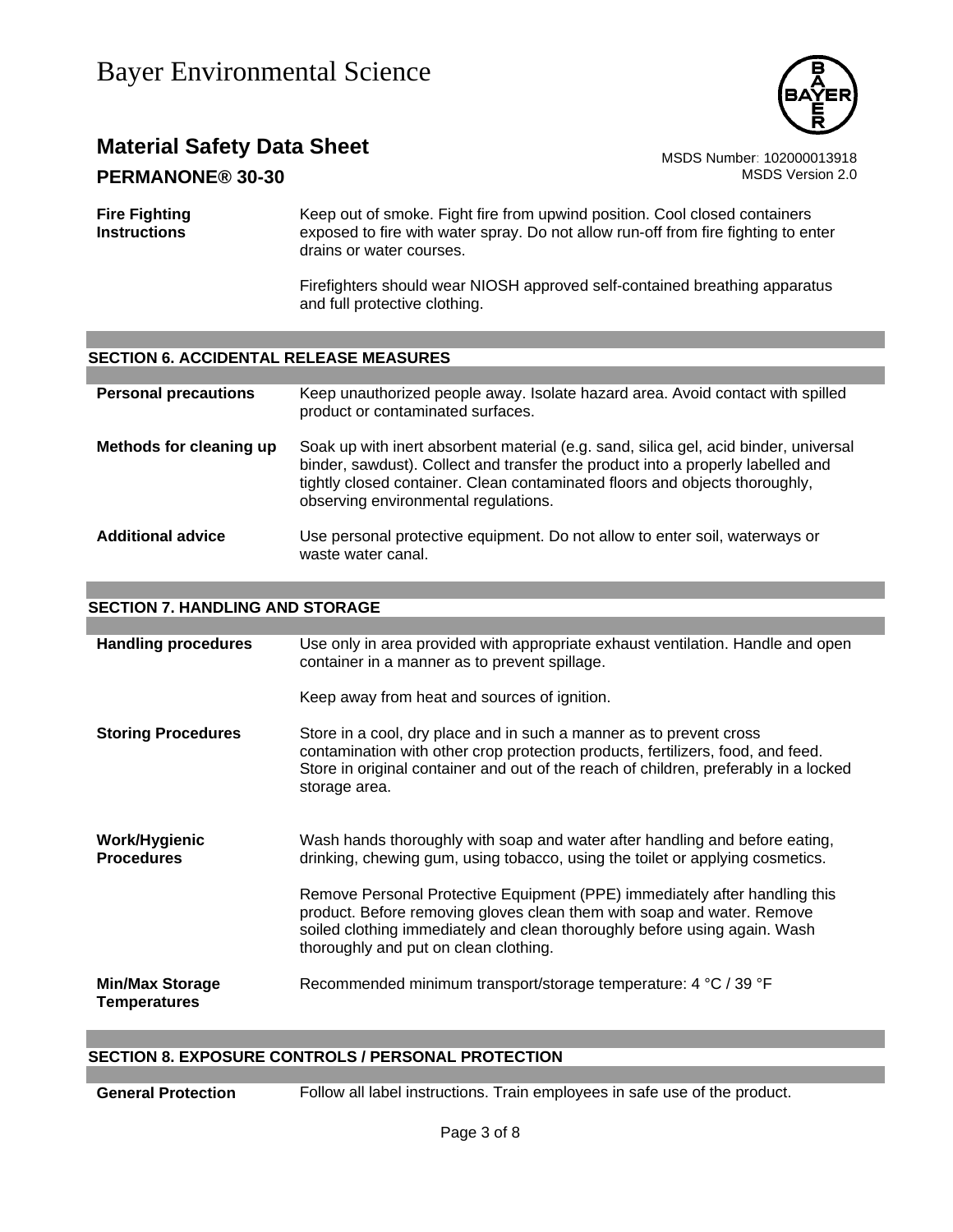| | |
|---|---|
| **Fire Fighting Instructions** | Keep out of smoke. Fight fire from upwind position. Cool closed containers exposed to fire with water spray. Do not allow run-off from fire fighting to enter drains or water courses.<br><br>Firefighters should wear NIOSH approved self-contained breathing apparatus and full protective clothing. |

## SECTION 6. ACCIDENTAL RELEASE MEASURES

| | |
|---|---|
| **Personal precautions** | Keep unauthorized people away. Isolate hazard area. Avoid contact with spilled product or contaminated surfaces. |
| **Methods for cleaning up** | Soak up with inert absorbent material (e.g. sand, silica gel, acid binder, universal binder, sawdust). Collect and transfer the product into a properly labelled and tightly closed container. Clean contaminated floors and objects thoroughly, observing environmental regulations. |
| **Additional advice** | Use personal protective equipment. Do not allow to enter soil, waterways or waste water canal. |

## SECTION 7. HANDLING AND STORAGE

| | |
|---|---|
| **Handling procedures** | Use only in area provided with appropriate exhaust ventilation. Handle and open container in a manner as to prevent spillage.<br><br>Keep away from heat and sources of ignition. |
| **Storing Procedures** | Store in a cool, dry place and in such a manner as to prevent cross contamination with other crop protection products, fertilizers, food, and feed. Store in original container and out of the reach of children, preferably in a locked storage area. |
| **Work/Hygienic Procedures** | Wash hands thoroughly with soap and water after handling and before eating, drinking, chewing gum, using tobacco, using the toilet or applying cosmetics.<br><br>Remove Personal Protective Equipment (PPE) immediately after handling this product. Before removing gloves clean them with soap and water. Remove soiled clothing immediately and clean thoroughly before using again. Wash thoroughly and put on clean clothing. |
| **Min/Max Storage Temperatures** | Recommended minimum transport/storage temperature: 4 °C / 39 °F |

## SECTION 8. EXPOSURE CONTROLS / PERSONAL PROTECTION

| | |
|---|---|
| **General Protection** | Follow all label instructions. Train employees in safe use of the product. |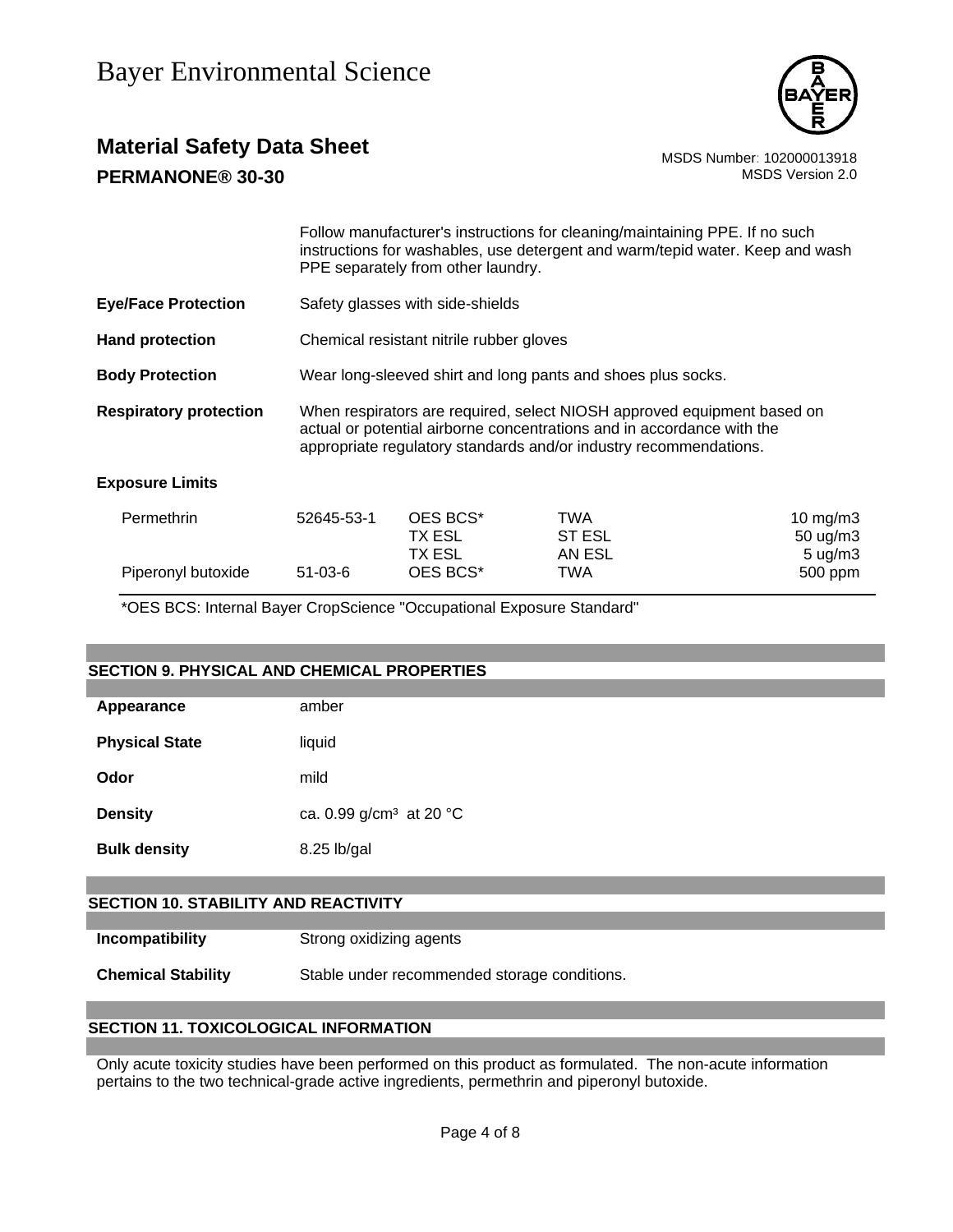Follow manufacturer's instructions for cleaning/maintaining PPE. If no such instructions for washables, use detergent and warm/tepid water. Keep and wash PPE separately from other laundry.

**Eye/Face Protection** Safety glasses with side-shields

**Hand protection** Chemical resistant nitrile rubber gloves

**Body Protection** Wear long-sleeved shirt and long pants and shoes plus socks.

**Respiratory protection** When respirators are required, select NIOSH approved equipment based on actual or potential airborne concentrations and in accordance with the appropriate regulatory standards and/or industry recommendations.

**Exposure Limits**

| | | | | |
|---|---|---|---|---|
| Permethrin | 52645-53-1 | OES BCS* | TWA | 10 mg/m3 |
| | | TX ESL | ST ESL | 50 ug/m3 |
| | | TX ESL | AN ESL | 5 ug/m3 |
| Piperonyl butoxide | 51-03-6 | OES BCS* | TWA | 500 ppm |

*OES BCS: Internal Bayer CropScience "Occupational Exposure Standard"

## SECTION 9. PHYSICAL AND CHEMICAL PROPERTIES

**Appearance** amber

**Physical State** liquid

**Odor** mild

**Density** ca. 0.99 g/cm³ at 20 °C

**Bulk density** 8.25 lb/gal

## SECTION 10. STABILITY AND REACTIVITY

**Incompatibility** Strong oxidizing agents

**Chemical Stability** Stable under recommended storage conditions.

## SECTION 11. TOXICOLOGICAL INFORMATION

Only acute toxicity studies have been performed on this product as formulated. The non-acute information pertains to the two technical-grade active ingredients, permethrin and piperonyl butoxide.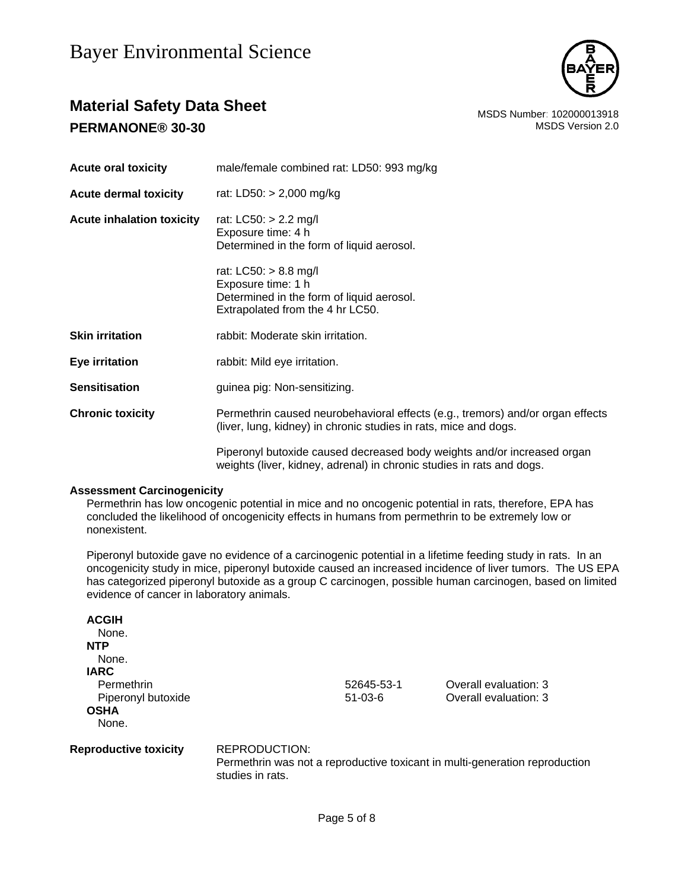| | |
|---|---|
| **Acute oral toxicity** | male/female combined rat: LD50: 993 mg/kg |
| **Acute dermal toxicity** | rat: LD50: > 2,000 mg/kg |
| **Acute inhalation toxicity** | rat: LC50: > 2.2 mg/l<br>Exposure time: 4 h<br>Determined in the form of liquid aerosol.<br><br>rat: LC50: > 8.8 mg/l<br>Exposure time: 1 h<br>Determined in the form of liquid aerosol.<br>Extrapolated from the 4 hr LC50. |
| **Skin irritation** | rabbit: Moderate skin irritation. |
| **Eye irritation** | rabbit: Mild eye irritation. |
| **Sensitisation** | guinea pig: Non-sensitizing. |
| **Chronic toxicity** | Permethrin caused neurobehavioral effects (e.g., tremors) and/or organ effects (liver, lung, kidney) in chronic studies in rats, mice and dogs.<br><br>Piperonyl butoxide caused decreased body weights and/or increased organ weights (liver, kidney, adrenal) in chronic studies in rats and dogs. |

**Assessment Carcinogenicity**

Permethrin has low oncogenic potential in mice and no oncogenic potential in rats, therefore, EPA has concluded the likelihood of oncogenicity effects in humans from permethrin to be extremely low or nonexistent.

Piperonyl butoxide gave no evidence of a carcinogenic potential in a lifetime feeding study in rats. In an oncogenicity study in mice, piperonyl butoxide caused an increased incidence of liver tumors. The US EPA has categorized piperonyl butoxide as a group C carcinogen, possible human carcinogen, based on limited evidence of cancer in laboratory animals.

**ACGIH**
None.

**NTP**
None.

**IARC**

| | | |
|---|---|---|
| Permethrin | 52645-53-1 | Overall evaluation: 3 |
| Piperonyl butoxide | 51-03-6 | Overall evaluation: 3 |

**OSHA**
None.

**Reproductive toxicity**

REPRODUCTION:
Permethrin was not a reproductive toxicant in multi-generation reproduction studies in rats.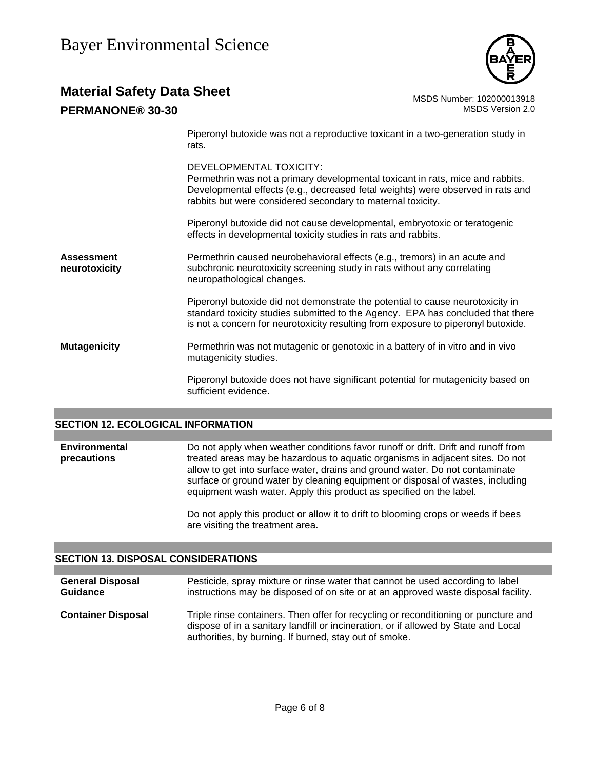Piperonyl butoxide was not a reproductive toxicant in a two-generation study in rats.

DEVELOPMENTAL TOXICITY:
Permethrin was not a primary developmental toxicant in rats, mice and rabbits. Developmental effects (e.g., decreased fetal weights) were observed in rats and rabbits but were considered secondary to maternal toxicity.

Piperonyl butoxide did not cause developmental, embryotoxic or teratogenic effects in developmental toxicity studies in rats and rabbits.

**Assessment neurotoxicity**

Permethrin caused neurobehavioral effects (e.g., tremors) in an acute and subchronic neurotoxicity screening study in rats without any correlating neuropathological changes.

Piperonyl butoxide did not demonstrate the potential to cause neurotoxicity in standard toxicity studies submitted to the Agency. EPA has concluded that there is not a concern for neurotoxicity resulting from exposure to piperonyl butoxide.

**Mutagenicity**

Permethrin was not mutagenic or genotoxic in a battery of in vitro and in vivo mutagenicity studies.

Piperonyl butoxide does not have significant potential for mutagenicity based on sufficient evidence.

## SECTION 12. ECOLOGICAL INFORMATION

**Environmental precautions**

Do not apply when weather conditions favor runoff or drift. Drift and runoff from treated areas may be hazardous to aquatic organisms in adjacent sites. Do not allow to get into surface water, drains and ground water. Do not contaminate surface or ground water by cleaning equipment or disposal of wastes, including equipment wash water. Apply this product as specified on the label.

Do not apply this product or allow it to drift to blooming crops or weeds if bees are visiting the treatment area.

## SECTION 13. DISPOSAL CONSIDERATIONS

**General Disposal Guidance**

Pesticide, spray mixture or rinse water that cannot be used according to label instructions may be disposed of on site or at an approved waste disposal facility.

**Container Disposal**

Triple rinse containers. Then offer for recycling or reconditioning or puncture and dispose of in a sanitary landfill or incineration, or if allowed by State and Local authorities, by burning. If burned, stay out of smoke.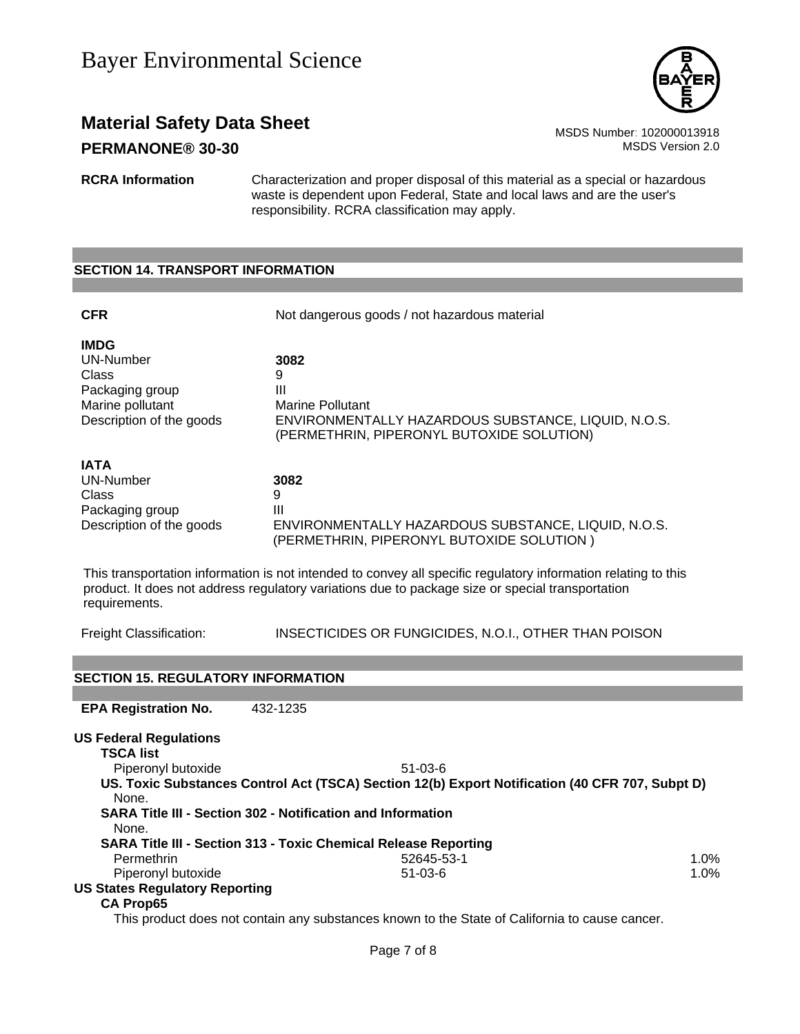**RCRA Information** Characterization and proper disposal of this material as a special or hazardous waste is dependent upon Federal, State and local laws and are the user's responsibility. RCRA classification may apply.

## SECTION 14. TRANSPORT INFORMATION

**CFR** Not dangerous goods / not hazardous material

**IMDG**

| | |
|---|---|
| UN-Number | **3082** |
| Class | 9 |
| Packaging group | III |
| Marine pollutant | Marine Pollutant |
| Description of the goods | ENVIRONMENTALLY HAZARDOUS SUBSTANCE, LIQUID, N.O.S. (PERMETHRIN, PIPERONYL BUTOXIDE SOLUTION) |

**IATA**

| | |
|---|---|
| UN-Number | **3082** |
| Class | 9 |
| Packaging group | III |
| Description of the goods | ENVIRONMENTALLY HAZARDOUS SUBSTANCE, LIQUID, N.O.S. (PERMETHRIN, PIPERONYL BUTOXIDE SOLUTION ) |

This transportation information is not intended to convey all specific regulatory information relating to this product. It does not address regulatory variations due to package size or special transportation requirements.

Freight Classification: INSECTICIDES OR FUNGICIDES, N.O.I., OTHER THAN POISON

## SECTION 15. REGULATORY INFORMATION

**EPA Registration No.** 432-1235

**US Federal Regulations**

**TSCA list**

| | | |
|---|---|---|
| Piperonyl butoxide | 51-03-6 | |

**US. Toxic Substances Control Act (TSCA) Section 12(b) Export Notification (40 CFR 707, Subpt D)**

None.

**SARA Title III - Section 302 - Notification and Information**

None.

**SARA Title III - Section 313 - Toxic Chemical Release Reporting**

| | | |
|---|---|---|
| Permethrin | 52645-53-1 | 1.0% |
| Piperonyl butoxide | 51-03-6 | 1.0% |

**US States Regulatory Reporting**

**CA Prop65**

This product does not contain any substances known to the State of California to cause cancer.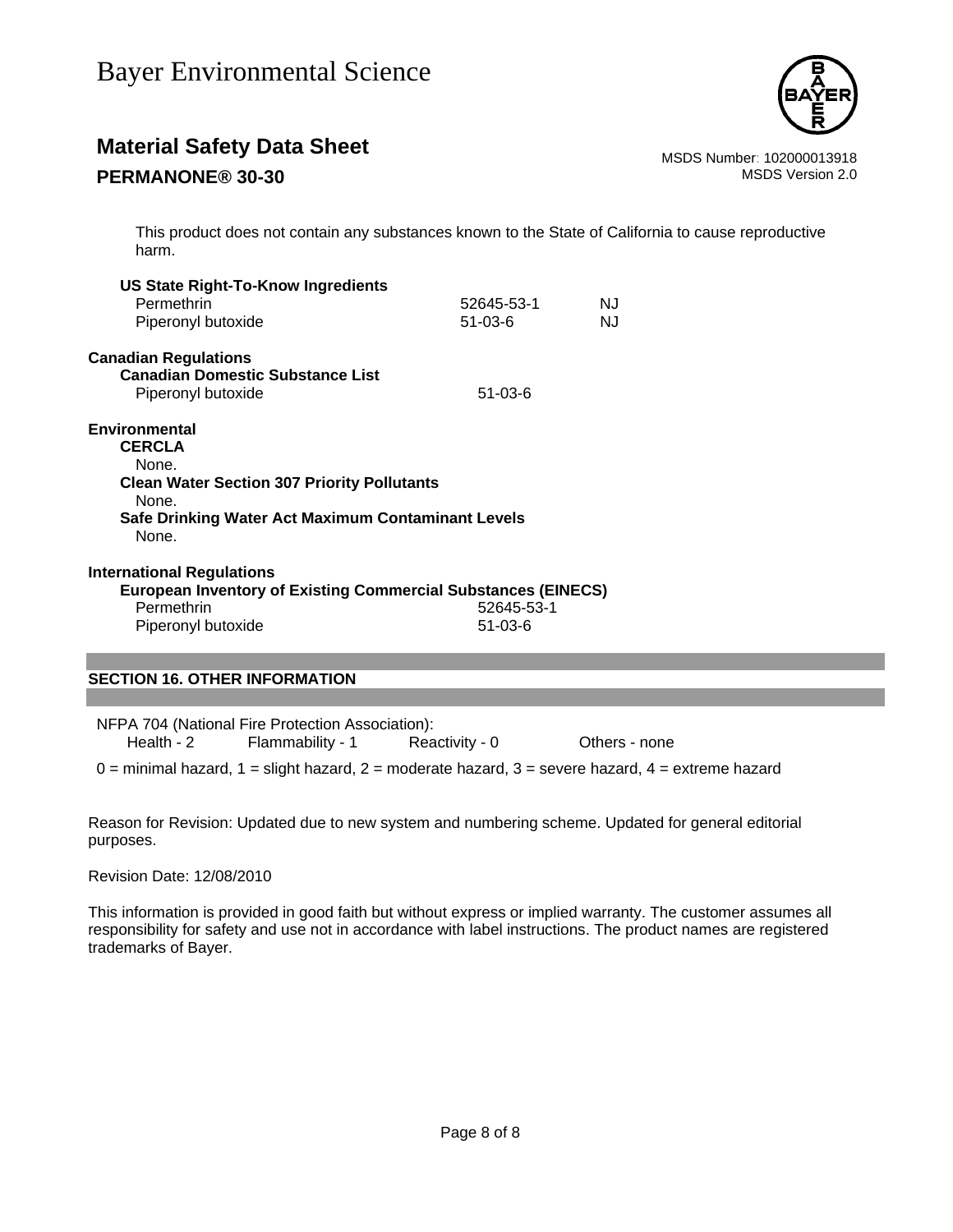This product does not contain any substances known to the State of California to cause reproductive harm.

**US State Right-To-Know Ingredients**

| | | |
|---|---|---|
| Permethrin | 52645-53-1 | NJ |
| Piperonyl butoxide | 51-03-6 | NJ |

**Canadian Regulations**

**Canadian Domestic Substance List**

| | |
|---|---|
| Piperonyl butoxide | 51-03-6 |

**Environmental**

**CERCLA**

None.

**Clean Water Section 307 Priority Pollutants**

None.

**Safe Drinking Water Act Maximum Contaminant Levels**

None.

**International Regulations**

**European Inventory of Existing Commercial Substances (EINECS)**

| | |
|---|---|
| Permethrin | 52645-53-1 |
| Piperonyl butoxide | 51-03-6 |

## SECTION 16. OTHER INFORMATION

NFPA 704 (National Fire Protection Association):

Health - 2 Flammability - 1 Reactivity - 0 Others - none

0 = minimal hazard, 1 = slight hazard, 2 = moderate hazard, 3 = severe hazard, 4 = extreme hazard

Reason for Revision: Updated due to new system and numbering scheme. Updated for general editorial purposes.

Revision Date: 12/08/2010

This information is provided in good faith but without express or implied warranty. The customer assumes all responsibility for safety and use not in accordance with label instructions. The product names are registered trademarks of Bayer.